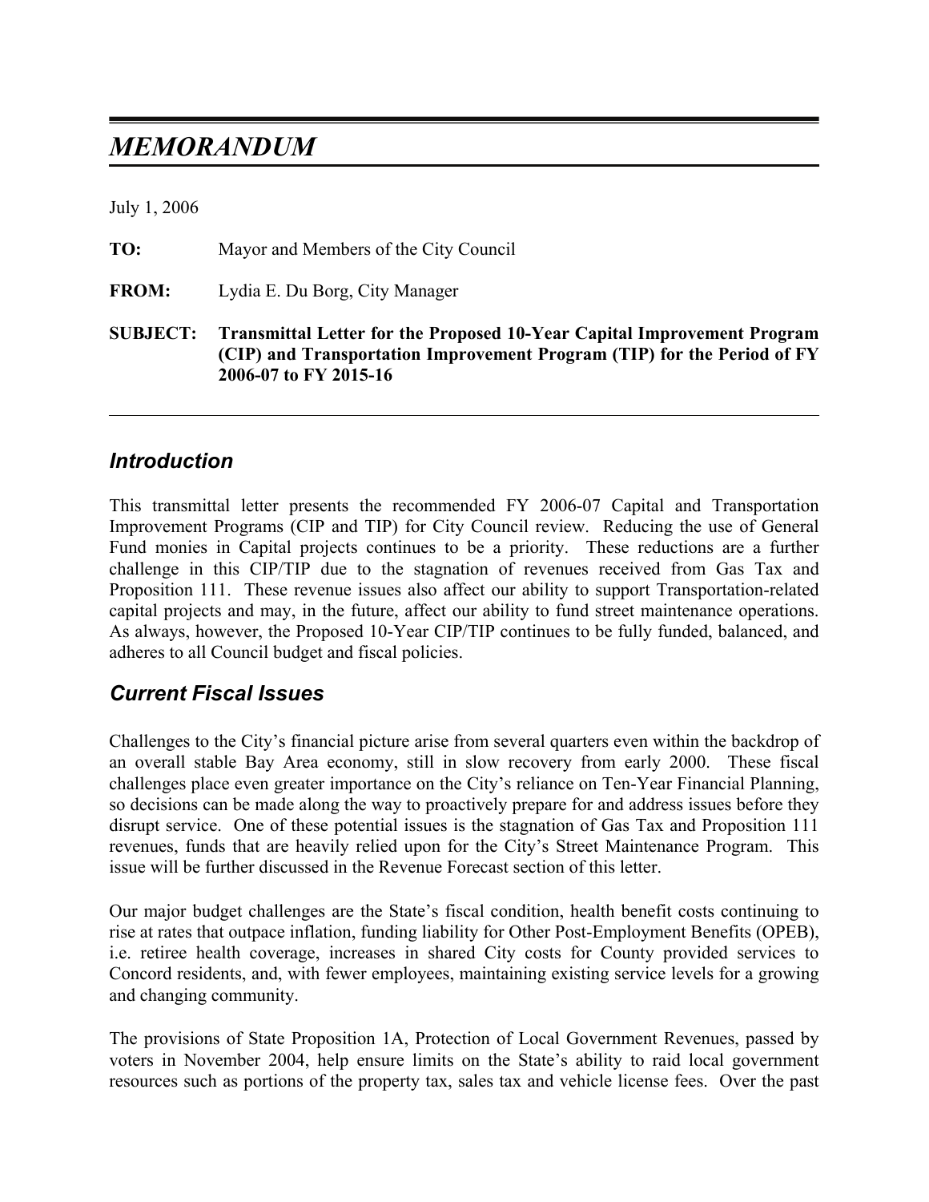# *MEMORANDUM*

July 1, 2006

**TO:** Mayor and Members of the City Council

**FROM:** Lydia E. Du Borg, City Manager

**SUBJECT:** **Transmittal Letter for the Proposed 10-Year Capital Improvement Program (CIP) and Transportation Improvement Program (TIP) for the Period of FY 2006-07 to FY 2015-16**

---

## *Introduction*

This transmittal letter presents the recommended FY 2006-07 Capital and Transportation Improvement Programs (CIP and TIP) for City Council review. Reducing the use of General Fund monies in Capital projects continues to be a priority. These reductions are a further challenge in this CIP/TIP due to the stagnation of revenues received from Gas Tax and Proposition 111. These revenue issues also affect our ability to support Transportation-related capital projects and may, in the future, affect our ability to fund street maintenance operations. As always, however, the Proposed 10-Year CIP/TIP continues to be fully funded, balanced, and adheres to all Council budget and fiscal policies.

## *Current Fiscal Issues*

Challenges to the City's financial picture arise from several quarters even within the backdrop of an overall stable Bay Area economy, still in slow recovery from early 2000. These fiscal challenges place even greater importance on the City's reliance on Ten-Year Financial Planning, so decisions can be made along the way to proactively prepare for and address issues before they disrupt service. One of these potential issues is the stagnation of Gas Tax and Proposition 111 revenues, funds that are heavily relied upon for the City's Street Maintenance Program. This issue will be further discussed in the Revenue Forecast section of this letter.

Our major budget challenges are the State's fiscal condition, health benefit costs continuing to rise at rates that outpace inflation, funding liability for Other Post-Employment Benefits (OPEB), i.e. retiree health coverage, increases in shared City costs for County provided services to Concord residents, and, with fewer employees, maintaining existing service levels for a growing and changing community.

The provisions of State Proposition 1A, Protection of Local Government Revenues, passed by voters in November 2004, help ensure limits on the State's ability to raid local government resources such as portions of the property tax, sales tax and vehicle license fees. Over the past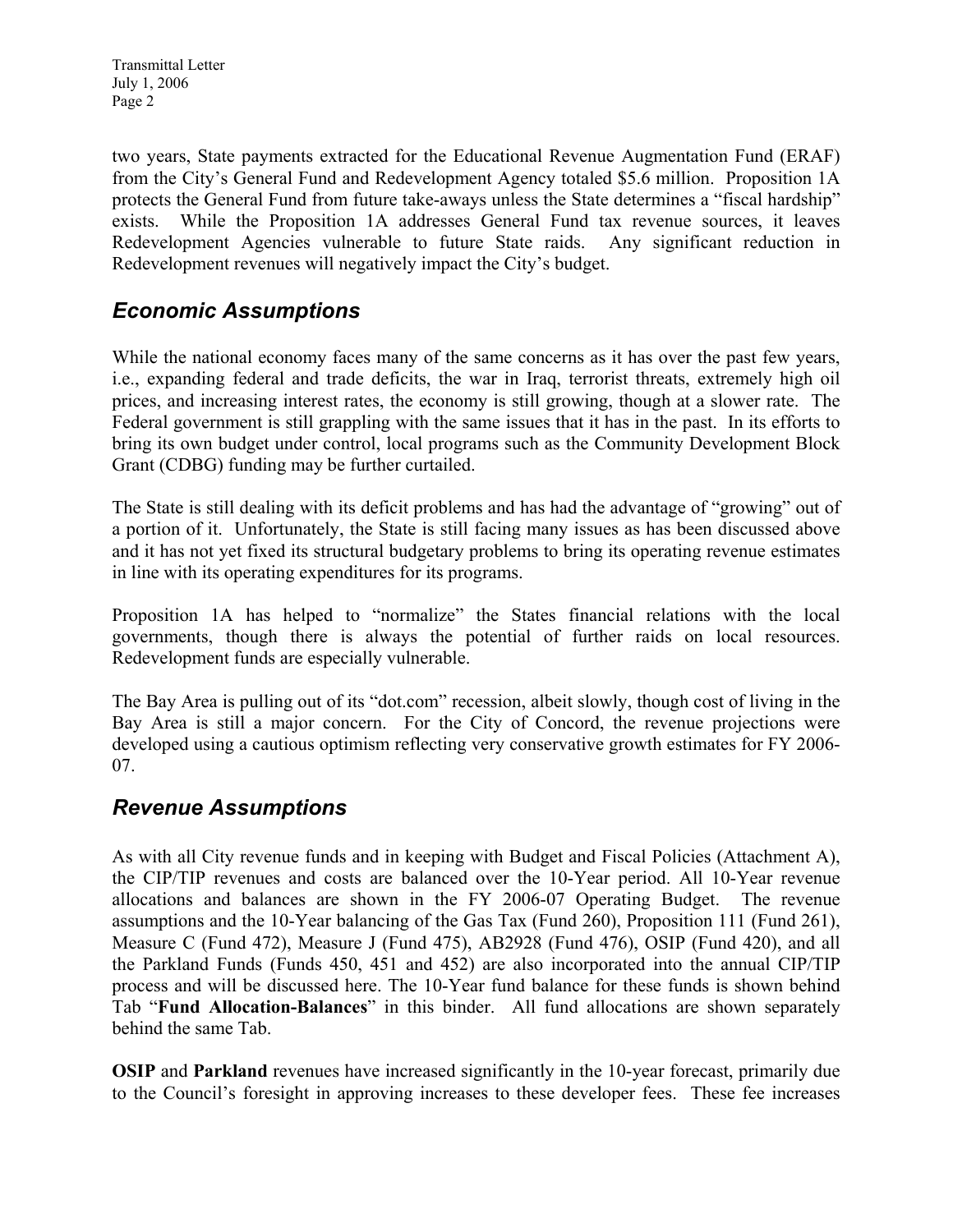two years, State payments extracted for the Educational Revenue Augmentation Fund (ERAF) from the City's General Fund and Redevelopment Agency totaled $5.6 million. Proposition 1A protects the General Fund from future take-aways unless the State determines a "fiscal hardship" exists. While the Proposition 1A addresses General Fund tax revenue sources, it leaves Redevelopment Agencies vulnerable to future State raids. Any significant reduction in Redevelopment revenues will negatively impact the City's budget.

## *Economic Assumptions*

While the national economy faces many of the same concerns as it has over the past few years, i.e., expanding federal and trade deficits, the war in Iraq, terrorist threats, extremely high oil prices, and increasing interest rates, the economy is still growing, though at a slower rate. The Federal government is still grappling with the same issues that it has in the past. In its efforts to bring its own budget under control, local programs such as the Community Development Block Grant (CDBG) funding may be further curtailed.

The State is still dealing with its deficit problems and has had the advantage of "growing" out of a portion of it. Unfortunately, the State is still facing many issues as has been discussed above and it has not yet fixed its structural budgetary problems to bring its operating revenue estimates in line with its operating expenditures for its programs.

Proposition 1A has helped to "normalize" the States financial relations with the local governments, though there is always the potential of further raids on local resources. Redevelopment funds are especially vulnerable.

The Bay Area is pulling out of its "dot.com" recession, albeit slowly, though cost of living in the Bay Area is still a major concern. For the City of Concord, the revenue projections were developed using a cautious optimism reflecting very conservative growth estimates for FY 2006-07.

## *Revenue Assumptions*

As with all City revenue funds and in keeping with Budget and Fiscal Policies (Attachment A), the CIP/TIP revenues and costs are balanced over the 10-Year period. All 10-Year revenue allocations and balances are shown in the FY 2006-07 Operating Budget. The revenue assumptions and the 10-Year balancing of the Gas Tax (Fund 260), Proposition 111 (Fund 261), Measure C (Fund 472), Measure J (Fund 475), AB2928 (Fund 476), OSIP (Fund 420), and all the Parkland Funds (Funds 450, 451 and 452) are also incorporated into the annual CIP/TIP process and will be discussed here. The 10-Year fund balance for these funds is shown behind Tab "**Fund Allocation-Balances**" in this binder. All fund allocations are shown separately behind the same Tab.

**OSIP** and **Parkland** revenues have increased significantly in the 10-year forecast, primarily due to the Council's foresight in approving increases to these developer fees. These fee increases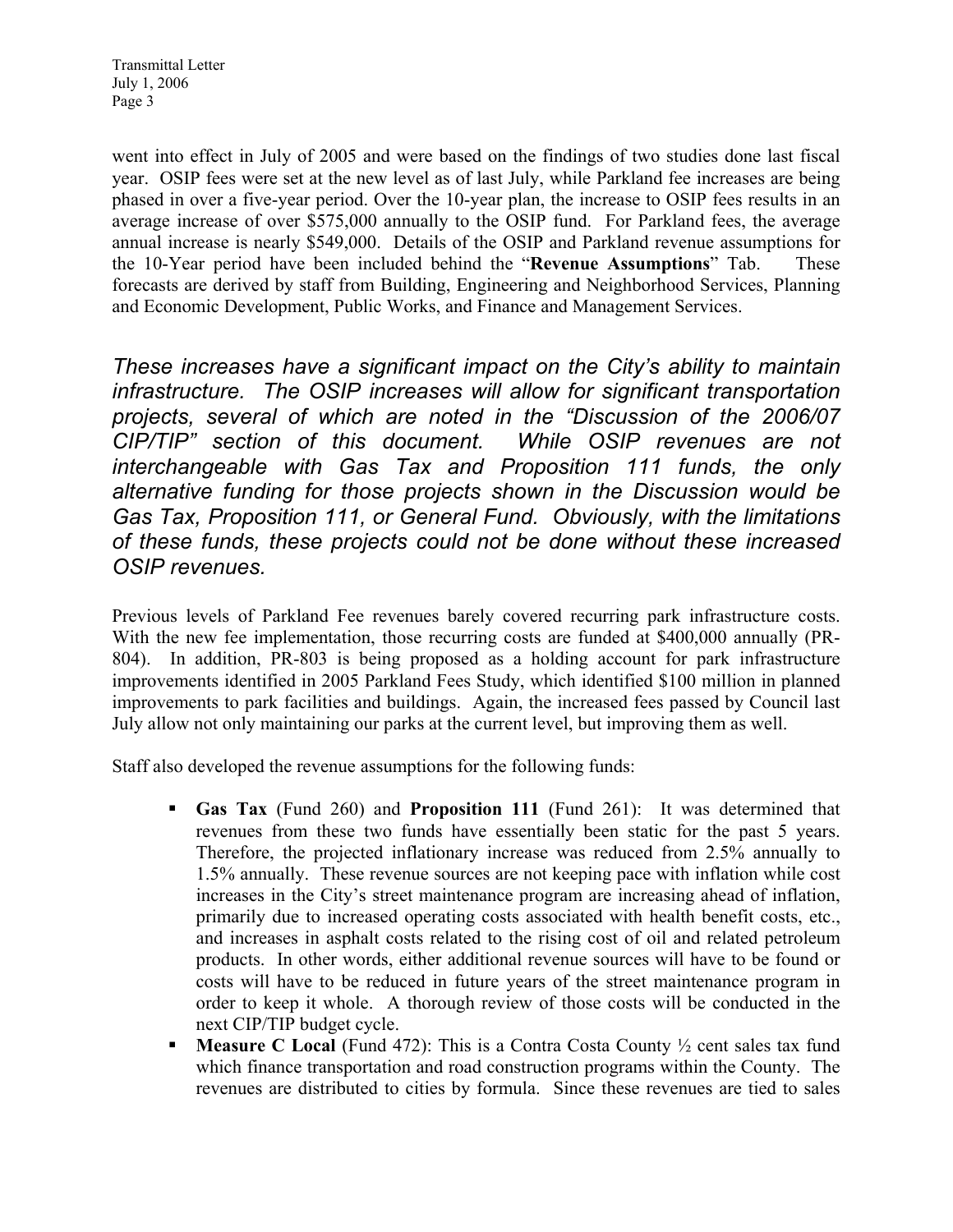went into effect in July of 2005 and were based on the findings of two studies done last fiscal year. OSIP fees were set at the new level as of last July, while Parkland fee increases are being phased in over a five-year period. Over the 10-year plan, the increase to OSIP fees results in an average increase of over $575,000 annually to the OSIP fund. For Parkland fees, the average annual increase is nearly $549,000. Details of the OSIP and Parkland revenue assumptions for the 10-Year period have been included behind the "**Revenue Assumptions**" Tab. These forecasts are derived by staff from Building, Engineering and Neighborhood Services, Planning and Economic Development, Public Works, and Finance and Management Services.

*These increases have a significant impact on the City's ability to maintain infrastructure. The OSIP increases will allow for significant transportation projects, several of which are noted in the "Discussion of the 2006/07 CIP/TIP" section of this document. While OSIP revenues are not interchangeable with Gas Tax and Proposition 111 funds, the only alternative funding for those projects shown in the Discussion would be Gas Tax, Proposition 111, or General Fund. Obviously, with the limitations of these funds, these projects could not be done without these increased OSIP revenues.*

Previous levels of Parkland Fee revenues barely covered recurring park infrastructure costs. With the new fee implementation, those recurring costs are funded at $400,000 annually (PR-804). In addition, PR-803 is being proposed as a holding account for park infrastructure improvements identified in 2005 Parkland Fees Study, which identified $100 million in planned improvements to park facilities and buildings. Again, the increased fees passed by Council last July allow not only maintaining our parks at the current level, but improving them as well.

Staff also developed the revenue assumptions for the following funds:

- **Gas Tax** (Fund 260) and **Proposition 111** (Fund 261): It was determined that revenues from these two funds have essentially been static for the past 5 years. Therefore, the projected inflationary increase was reduced from 2.5% annually to 1.5% annually. These revenue sources are not keeping pace with inflation while cost increases in the City's street maintenance program are increasing ahead of inflation, primarily due to increased operating costs associated with health benefit costs, etc., and increases in asphalt costs related to the rising cost of oil and related petroleum products. In other words, either additional revenue sources will have to be found or costs will have to be reduced in future years of the street maintenance program in order to keep it whole. A thorough review of those costs will be conducted in the next CIP/TIP budget cycle.
- **Measure C Local** (Fund 472): This is a Contra Costa County ½ cent sales tax fund which finance transportation and road construction programs within the County. The revenues are distributed to cities by formula. Since these revenues are tied to sales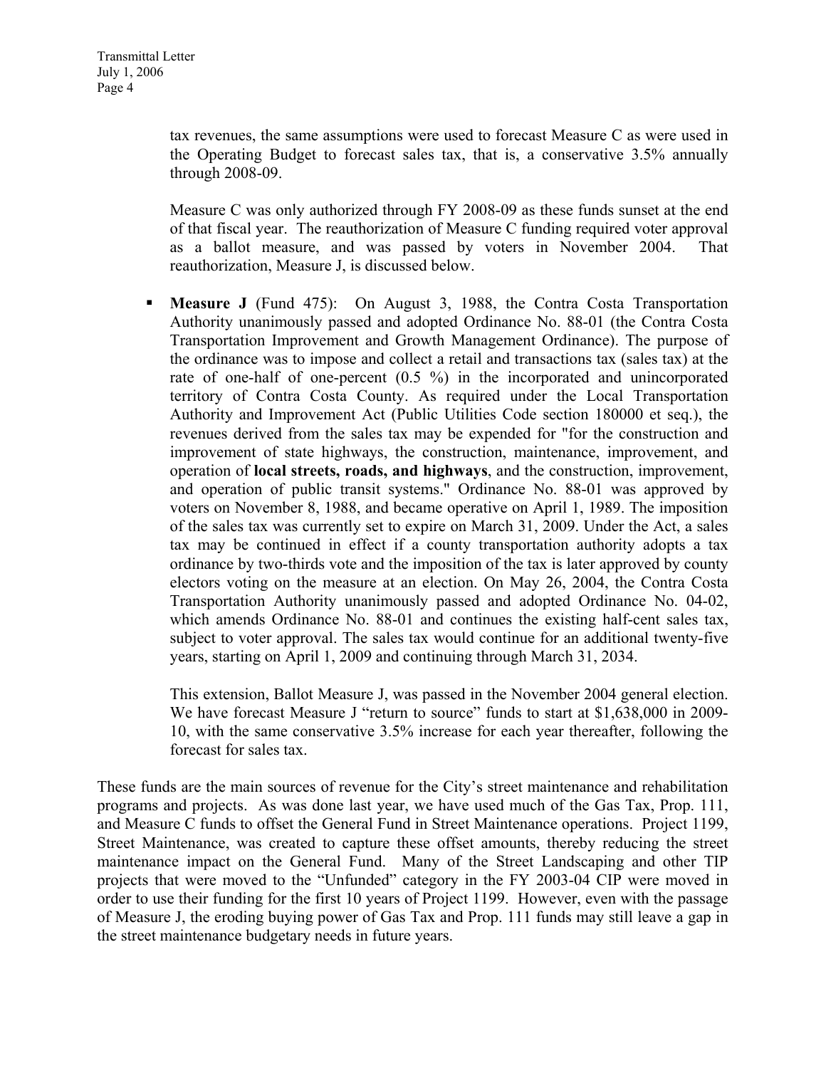tax revenues, the same assumptions were used to forecast Measure C as were used in the Operating Budget to forecast sales tax, that is, a conservative 3.5% annually through 2008-09.

Measure C was only authorized through FY 2008-09 as these funds sunset at the end of that fiscal year. The reauthorization of Measure C funding required voter approval as a ballot measure, and was passed by voters in November 2004. That reauthorization, Measure J, is discussed below.

- **Measure J** (Fund 475): On August 3, 1988, the Contra Costa Transportation Authority unanimously passed and adopted Ordinance No. 88-01 (the Contra Costa Transportation Improvement and Growth Management Ordinance). The purpose of the ordinance was to impose and collect a retail and transactions tax (sales tax) at the rate of one-half of one-percent (0.5 %) in the incorporated and unincorporated territory of Contra Costa County. As required under the Local Transportation Authority and Improvement Act (Public Utilities Code section 180000 et seq.), the revenues derived from the sales tax may be expended for "for the construction and improvement of state highways, the construction, maintenance, improvement, and operation of **local streets, roads, and highways**, and the construction, improvement, and operation of public transit systems." Ordinance No. 88-01 was approved by voters on November 8, 1988, and became operative on April 1, 1989. The imposition of the sales tax was currently set to expire on March 31, 2009. Under the Act, a sales tax may be continued in effect if a county transportation authority adopts a tax ordinance by two-thirds vote and the imposition of the tax is later approved by county electors voting on the measure at an election. On May 26, 2004, the Contra Costa Transportation Authority unanimously passed and adopted Ordinance No. 04-02, which amends Ordinance No. 88-01 and continues the existing half-cent sales tax, subject to voter approval. The sales tax would continue for an additional twenty-five years, starting on April 1, 2009 and continuing through March 31, 2034.

  This extension, Ballot Measure J, was passed in the November 2004 general election. We have forecast Measure J "return to source" funds to start at $1,638,000 in 2009-10, with the same conservative 3.5% increase for each year thereafter, following the forecast for sales tax.

These funds are the main sources of revenue for the City's street maintenance and rehabilitation programs and projects. As was done last year, we have used much of the Gas Tax, Prop. 111, and Measure C funds to offset the General Fund in Street Maintenance operations. Project 1199, Street Maintenance, was created to capture these offset amounts, thereby reducing the street maintenance impact on the General Fund. Many of the Street Landscaping and other TIP projects that were moved to the "Unfunded" category in the FY 2003-04 CIP were moved in order to use their funding for the first 10 years of Project 1199. However, even with the passage of Measure J, the eroding buying power of Gas Tax and Prop. 111 funds may still leave a gap in the street maintenance budgetary needs in future years.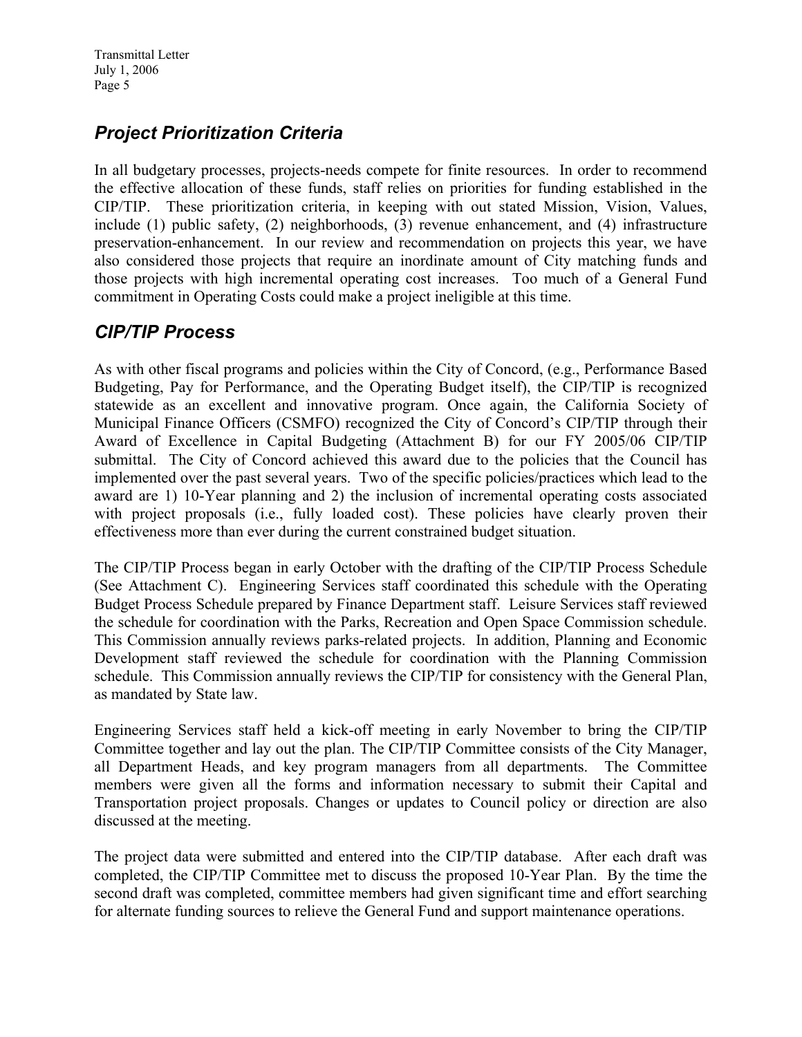## *Project Prioritization Criteria*

In all budgetary processes, projects-needs compete for finite resources. In order to recommend the effective allocation of these funds, staff relies on priorities for funding established in the CIP/TIP. These prioritization criteria, in keeping with out stated Mission, Vision, Values, include (1) public safety, (2) neighborhoods, (3) revenue enhancement, and (4) infrastructure preservation-enhancement. In our review and recommendation on projects this year, we have also considered those projects that require an inordinate amount of City matching funds and those projects with high incremental operating cost increases. Too much of a General Fund commitment in Operating Costs could make a project ineligible at this time.

## *CIP/TIP Process*

As with other fiscal programs and policies within the City of Concord, (e.g., Performance Based Budgeting, Pay for Performance, and the Operating Budget itself), the CIP/TIP is recognized statewide as an excellent and innovative program. Once again, the California Society of Municipal Finance Officers (CSMFO) recognized the City of Concord's CIP/TIP through their Award of Excellence in Capital Budgeting (Attachment B) for our FY 2005/06 CIP/TIP submittal. The City of Concord achieved this award due to the policies that the Council has implemented over the past several years. Two of the specific policies/practices which lead to the award are 1) 10-Year planning and 2) the inclusion of incremental operating costs associated with project proposals (i.e., fully loaded cost). These policies have clearly proven their effectiveness more than ever during the current constrained budget situation.

The CIP/TIP Process began in early October with the drafting of the CIP/TIP Process Schedule (See Attachment C). Engineering Services staff coordinated this schedule with the Operating Budget Process Schedule prepared by Finance Department staff. Leisure Services staff reviewed the schedule for coordination with the Parks, Recreation and Open Space Commission schedule. This Commission annually reviews parks-related projects. In addition, Planning and Economic Development staff reviewed the schedule for coordination with the Planning Commission schedule. This Commission annually reviews the CIP/TIP for consistency with the General Plan, as mandated by State law.

Engineering Services staff held a kick-off meeting in early November to bring the CIP/TIP Committee together and lay out the plan. The CIP/TIP Committee consists of the City Manager, all Department Heads, and key program managers from all departments. The Committee members were given all the forms and information necessary to submit their Capital and Transportation project proposals. Changes or updates to Council policy or direction are also discussed at the meeting.

The project data were submitted and entered into the CIP/TIP database. After each draft was completed, the CIP/TIP Committee met to discuss the proposed 10-Year Plan. By the time the second draft was completed, committee members had given significant time and effort searching for alternate funding sources to relieve the General Fund and support maintenance operations.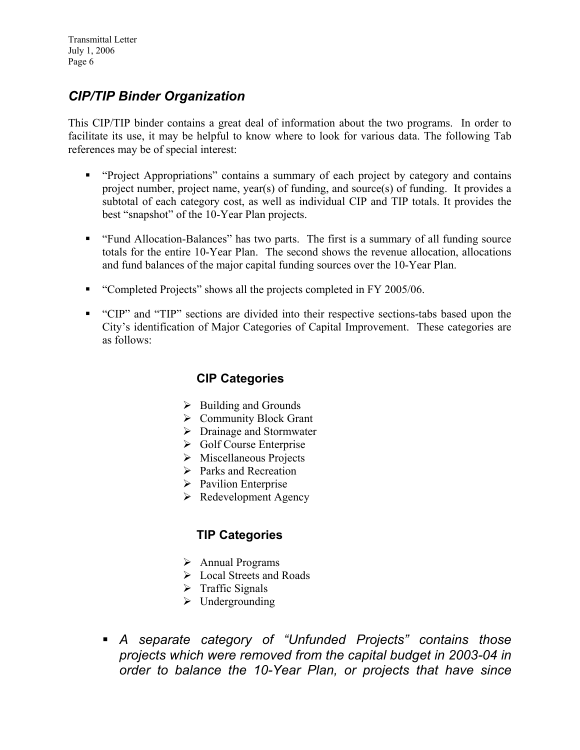## *CIP/TIP Binder Organization*

This CIP/TIP binder contains a great deal of information about the two programs. In order to facilitate its use, it may be helpful to know where to look for various data. The following Tab references may be of special interest:

- "Project Appropriations" contains a summary of each project by category and contains project number, project name, year(s) of funding, and source(s) of funding. It provides a subtotal of each category cost, as well as individual CIP and TIP totals. It provides the best "snapshot" of the 10-Year Plan projects.

- "Fund Allocation-Balances" has two parts. The first is a summary of all funding source totals for the entire 10-Year Plan. The second shows the revenue allocation, allocations and fund balances of the major capital funding sources over the 10-Year Plan.

- "Completed Projects" shows all the projects completed in FY 2005/06.

- "CIP" and "TIP" sections are divided into their respective sections-tabs based upon the City's identification of Major Categories of Capital Improvement. These categories are as follows:

### CIP Categories

- Building and Grounds
- Community Block Grant
- Drainage and Stormwater
- Golf Course Enterprise
- Miscellaneous Projects
- Parks and Recreation
- Pavilion Enterprise
- Redevelopment Agency

### TIP Categories

- Annual Programs
- Local Streets and Roads
- Traffic Signals
- Undergrounding

- *A separate category of "Unfunded Projects" contains those projects which were removed from the capital budget in 2003-04 in order to balance the 10-Year Plan, or projects that have since*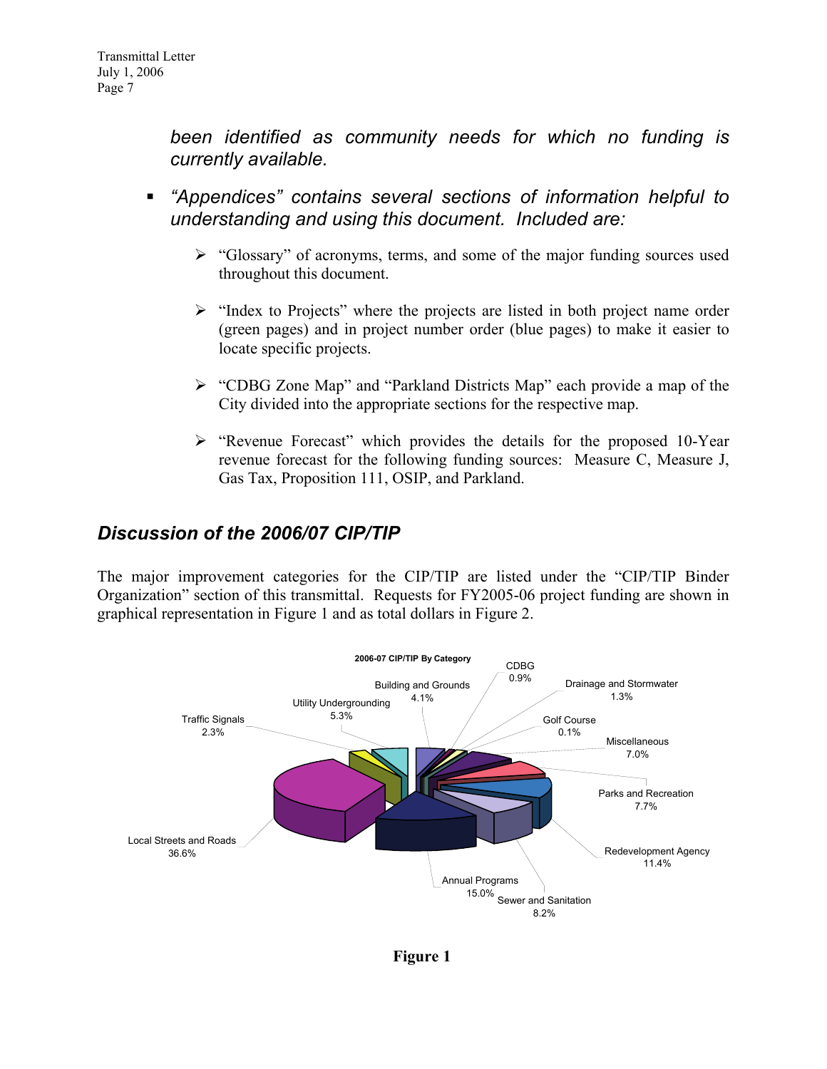*been identified as community needs for which no funding is currently available.*

- *"Appendices" contains several sections of information helpful to understanding and using this document. Included are:*
  - "Glossary" of acronyms, terms, and some of the major funding sources used throughout this document.
  - "Index to Projects" where the projects are listed in both project name order (green pages) and in project number order (blue pages) to make it easier to locate specific projects.
  - "CDBG Zone Map" and "Parkland Districts Map" each provide a map of the City divided into the appropriate sections for the respective map.
  - "Revenue Forecast" which provides the details for the proposed 10-Year revenue forecast for the following funding sources: Measure C, Measure J, Gas Tax, Proposition 111, OSIP, and Parkland.

## *Discussion of the 2006/07 CIP/TIP*

The major improvement categories for the CIP/TIP are listed under the "CIP/TIP Binder Organization" section of this transmittal. Requests for FY2005-06 project funding are shown in graphical representation in Figure 1 and as total dollars in Figure 2.

**2006-07 CIP/TIP By Category**

| Category | Percent |
|---|---|
| Building and Grounds | 4.1% |
| CDBG | 0.9% |
| Drainage and Stormwater | 1.3% |
| Golf Course | 0.1% |
| Miscellaneous | 7.0% |
| Parks and Recreation | 7.7% |
| Redevelopment Agency | 11.4% |
| Sewer and Sanitation | 8.2% |
| Annual Programs | 15.0% |
| Local Streets and Roads | 36.6% |
| Traffic Signals | 2.3% |
| Utility Undergrounding | 5.3% |

**Figure 1**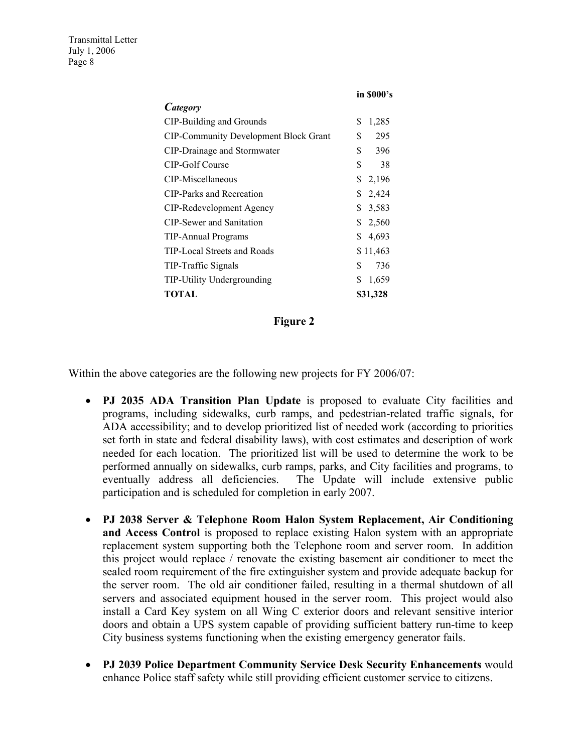| *Category* | in $000's |
|---|---|
| CIP-Building and Grounds | $ 1,285 |
| CIP-Community Development Block Grant | $ 295 |
| CIP-Drainage and Stormwater | $ 396 |
| CIP-Golf Course | $ 38 |
| CIP-Miscellaneous | $ 2,196 |
| CIP-Parks and Recreation | $ 2,424 |
| CIP-Redevelopment Agency | $ 3,583 |
| CIP-Sewer and Sanitation | $ 2,560 |
| TIP-Annual Programs | $ 4,693 |
| TIP-Local Streets and Roads | $ 11,463 |
| TIP-Traffic Signals | $ 736 |
| TIP-Utility Undergrounding | $ 1,659 |
| **TOTAL** | **$31,328** |

**Figure 2**

Within the above categories are the following new projects for FY 2006/07:

- **PJ 2035 ADA Transition Plan Update** is proposed to evaluate City facilities and programs, including sidewalks, curb ramps, and pedestrian-related traffic signals, for ADA accessibility; and to develop prioritized list of needed work (according to priorities set forth in state and federal disability laws), with cost estimates and description of work needed for each location. The prioritized list will be used to determine the work to be performed annually on sidewalks, curb ramps, parks, and City facilities and programs, to eventually address all deficiencies. The Update will include extensive public participation and is scheduled for completion in early 2007.

- **PJ 2038 Server & Telephone Room Halon System Replacement, Air Conditioning and Access Control** is proposed to replace existing Halon system with an appropriate replacement system supporting both the Telephone room and server room. In addition this project would replace / renovate the existing basement air conditioner to meet the sealed room requirement of the fire extinguisher system and provide adequate backup for the server room. The old air conditioner failed, resulting in a thermal shutdown of all servers and associated equipment housed in the server room. This project would also install a Card Key system on all Wing C exterior doors and relevant sensitive interior doors and obtain a UPS system capable of providing sufficient battery run-time to keep City business systems functioning when the existing emergency generator fails.

- **PJ 2039 Police Department Community Service Desk Security Enhancements** would enhance Police staff safety while still providing efficient customer service to citizens.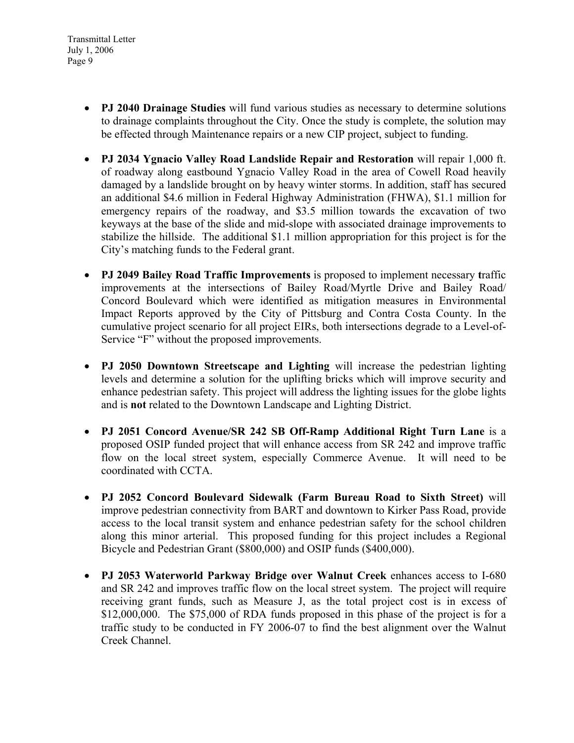- **PJ 2040 Drainage Studies** will fund various studies as necessary to determine solutions to drainage complaints throughout the City. Once the study is complete, the solution may be effected through Maintenance repairs or a new CIP project, subject to funding.

- **PJ 2034 Ygnacio Valley Road Landslide Repair and Restoration** will repair 1,000 ft. of roadway along eastbound Ygnacio Valley Road in the area of Cowell Road heavily damaged by a landslide brought on by heavy winter storms. In addition, staff has secured an additional \$4.6 million in Federal Highway Administration (FHWA), \$1.1 million for emergency repairs of the roadway, and \$3.5 million towards the excavation of two keyways at the base of the slide and mid-slope with associated drainage improvements to stabilize the hillside. The additional \$1.1 million appropriation for this project is for the City's matching funds to the Federal grant.

- **PJ 2049 Bailey Road Traffic Improvements** is proposed to implement necessary **t**raffic improvements at the intersections of Bailey Road/Myrtle Drive and Bailey Road/ Concord Boulevard which were identified as mitigation measures in Environmental Impact Reports approved by the City of Pittsburg and Contra Costa County. In the cumulative project scenario for all project EIRs, both intersections degrade to a Level-of-Service "F" without the proposed improvements.

- **PJ 2050 Downtown Streetscape and Lighting** will increase the pedestrian lighting levels and determine a solution for the uplifting bricks which will improve security and enhance pedestrian safety. This project will address the lighting issues for the globe lights and is **not** related to the Downtown Landscape and Lighting District.

- **PJ 2051 Concord Avenue/SR 242 SB Off-Ramp Additional Right Turn Lane** is a proposed OSIP funded project that will enhance access from SR 242 and improve traffic flow on the local street system, especially Commerce Avenue. It will need to be coordinated with CCTA.

- **PJ 2052 Concord Boulevard Sidewalk (Farm Bureau Road to Sixth Street)** will improve pedestrian connectivity from BART and downtown to Kirker Pass Road, provide access to the local transit system and enhance pedestrian safety for the school children along this minor arterial. This proposed funding for this project includes a Regional Bicycle and Pedestrian Grant (\$800,000) and OSIP funds (\$400,000).

- **PJ 2053 Waterworld Parkway Bridge over Walnut Creek** enhances access to I-680 and SR 242 and improves traffic flow on the local street system. The project will require receiving grant funds, such as Measure J, as the total project cost is in excess of \$12,000,000. The \$75,000 of RDA funds proposed in this phase of the project is for a traffic study to be conducted in FY 2006-07 to find the best alignment over the Walnut Creek Channel.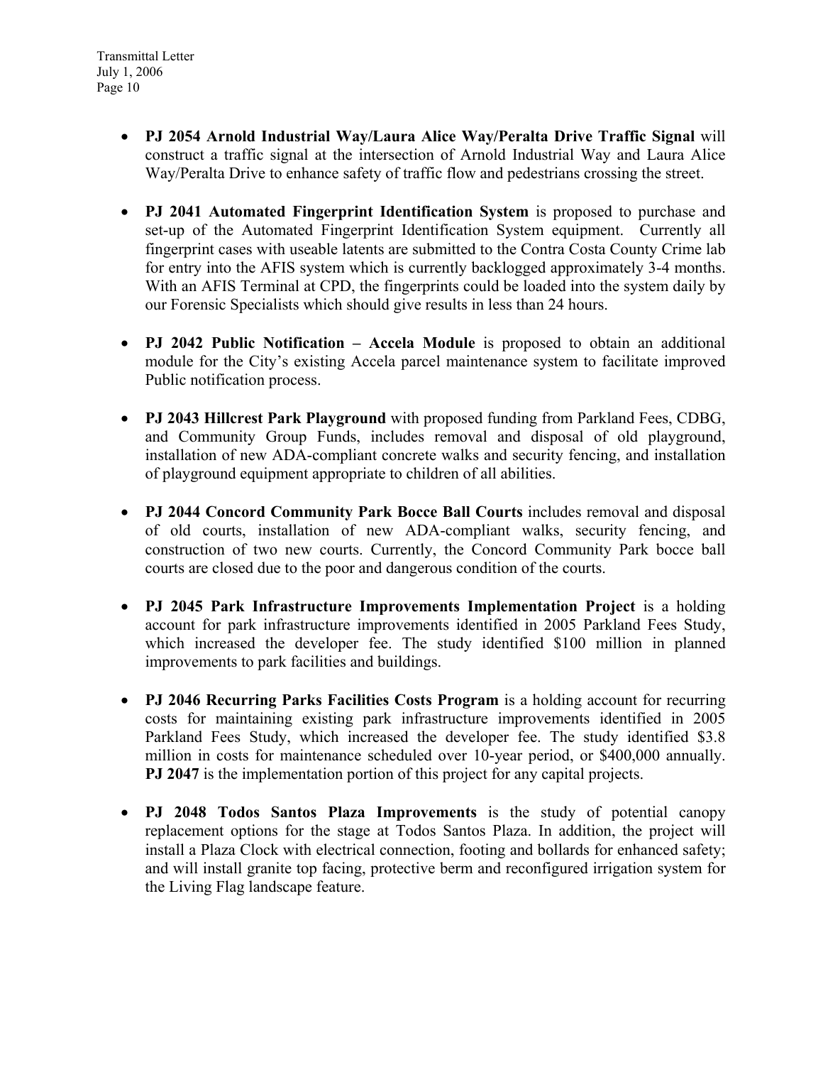- **PJ 2054 Arnold Industrial Way/Laura Alice Way/Peralta Drive Traffic Signal** will construct a traffic signal at the intersection of Arnold Industrial Way and Laura Alice Way/Peralta Drive to enhance safety of traffic flow and pedestrians crossing the street.

- **PJ 2041 Automated Fingerprint Identification System** is proposed to purchase and set-up of the Automated Fingerprint Identification System equipment. Currently all fingerprint cases with useable latents are submitted to the Contra Costa County Crime lab for entry into the AFIS system which is currently backlogged approximately 3-4 months. With an AFIS Terminal at CPD, the fingerprints could be loaded into the system daily by our Forensic Specialists which should give results in less than 24 hours.

- **PJ 2042 Public Notification – Accela Module** is proposed to obtain an additional module for the City's existing Accela parcel maintenance system to facilitate improved Public notification process.

- **PJ 2043 Hillcrest Park Playground** with proposed funding from Parkland Fees, CDBG, and Community Group Funds, includes removal and disposal of old playground, installation of new ADA-compliant concrete walks and security fencing, and installation of playground equipment appropriate to children of all abilities.

- **PJ 2044 Concord Community Park Bocce Ball Courts** includes removal and disposal of old courts, installation of new ADA-compliant walks, security fencing, and construction of two new courts. Currently, the Concord Community Park bocce ball courts are closed due to the poor and dangerous condition of the courts.

- **PJ 2045 Park Infrastructure Improvements Implementation Project** is a holding account for park infrastructure improvements identified in 2005 Parkland Fees Study, which increased the developer fee. The study identified $100 million in planned improvements to park facilities and buildings.

- **PJ 2046 Recurring Parks Facilities Costs Program** is a holding account for recurring costs for maintaining existing park infrastructure improvements identified in 2005 Parkland Fees Study, which increased the developer fee. The study identified $3.8 million in costs for maintenance scheduled over 10-year period, or $400,000 annually. **PJ 2047** is the implementation portion of this project for any capital projects.

- **PJ 2048 Todos Santos Plaza Improvements** is the study of potential canopy replacement options for the stage at Todos Santos Plaza. In addition, the project will install a Plaza Clock with electrical connection, footing and bollards for enhanced safety; and will install granite top facing, protective berm and reconfigured irrigation system for the Living Flag landscape feature.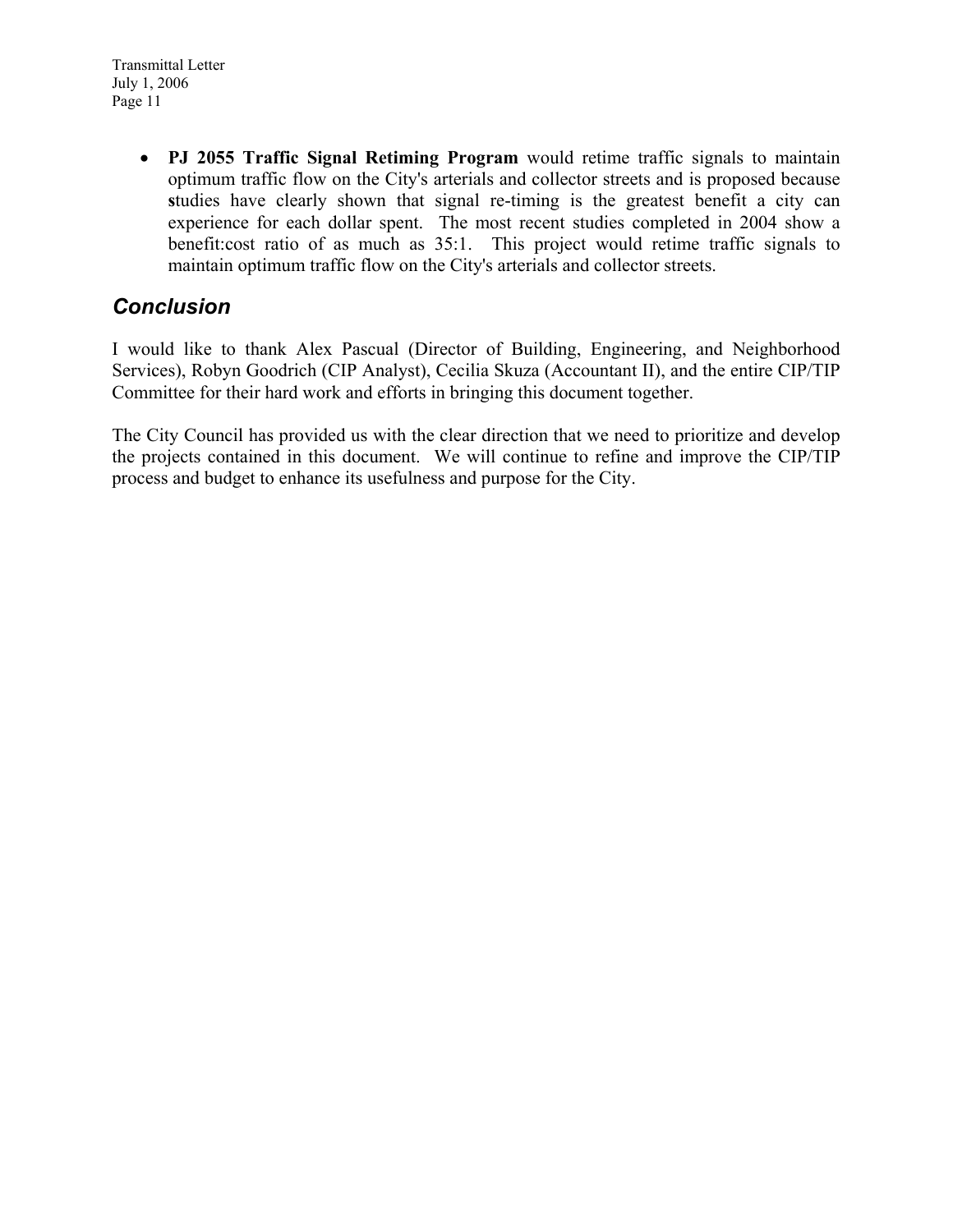- **PJ 2055 Traffic Signal Retiming Program** would retime traffic signals to maintain optimum traffic flow on the City's arterials and collector streets and is proposed because studies have clearly shown that signal re-timing is the greatest benefit a city can experience for each dollar spent. The most recent studies completed in 2004 show a benefit:cost ratio of as much as 35:1. This project would retime traffic signals to maintain optimum traffic flow on the City's arterials and collector streets.

## *Conclusion*

I would like to thank Alex Pascual (Director of Building, Engineering, and Neighborhood Services), Robyn Goodrich (CIP Analyst), Cecilia Skuza (Accountant II), and the entire CIP/TIP Committee for their hard work and efforts in bringing this document together.

The City Council has provided us with the clear direction that we need to prioritize and develop the projects contained in this document. We will continue to refine and improve the CIP/TIP process and budget to enhance its usefulness and purpose for the City.